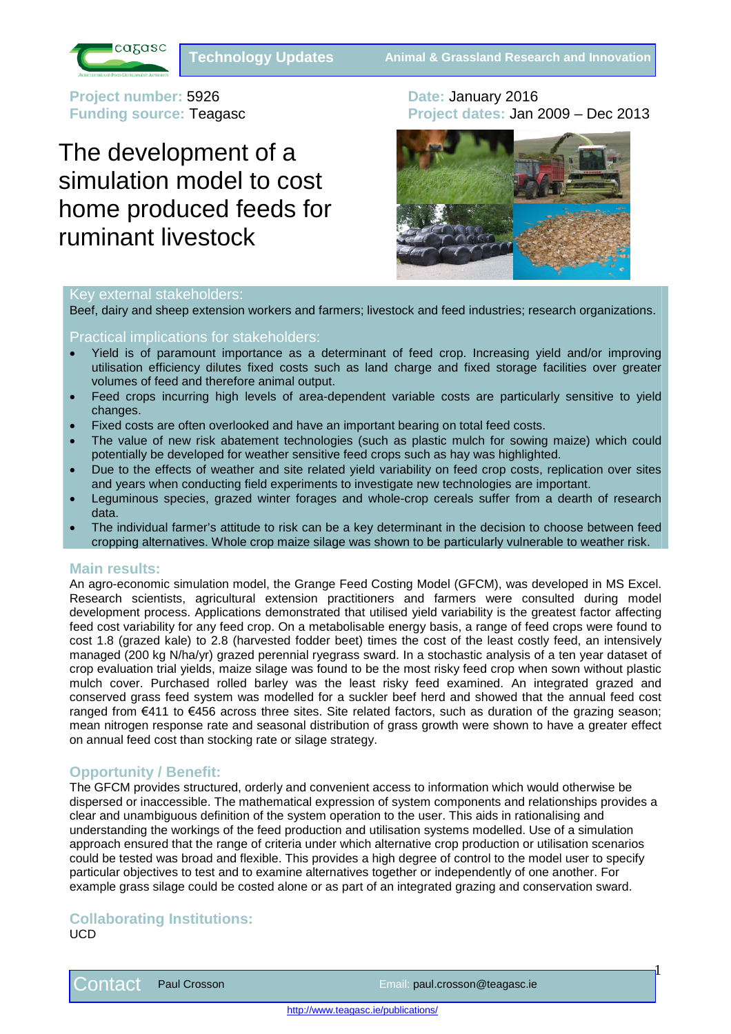Technology Updates — Animal & Grassland Research and Innovation

**Project number:** 5926
**Funding source:** Teagasc

**Date:** January 2016
**Project dates:** Jan 2009 – Dec 2013

# The development of a simulation model to cost home produced feeds for ruminant livestock

## Key external stakeholders:

Beef, dairy and sheep extension workers and farmers; livestock and feed industries; research organizations.

## Practical implications for stakeholders:

- Yield is of paramount importance as a determinant of feed crop. Increasing yield and/or improving utilisation efficiency dilutes fixed costs such as land charge and fixed storage facilities over greater volumes of feed and therefore animal output.
- Feed crops incurring high levels of area-dependent variable costs are particularly sensitive to yield changes.
- Fixed costs are often overlooked and have an important bearing on total feed costs.
- The value of new risk abatement technologies (such as plastic mulch for sowing maize) which could potentially be developed for weather sensitive feed crops such as hay was highlighted.
- Due to the effects of weather and site related yield variability on feed crop costs, replication over sites and years when conducting field experiments to investigate new technologies are important.
- Leguminous species, grazed winter forages and whole-crop cereals suffer from a dearth of research data.
- The individual farmer's attitude to risk can be a key determinant in the decision to choose between feed cropping alternatives. Whole crop maize silage was shown to be particularly vulnerable to weather risk.

## Main results:

An agro-economic simulation model, the Grange Feed Costing Model (GFCM), was developed in MS Excel. Research scientists, agricultural extension practitioners and farmers were consulted during model development process. Applications demonstrated that utilised yield variability is the greatest factor affecting feed cost variability for any feed crop. On a metabolisable energy basis, a range of feed crops were found to cost 1.8 (grazed kale) to 2.8 (harvested fodder beet) times the cost of the least costly feed, an intensively managed (200 kg N/ha/yr) grazed perennial ryegrass sward. In a stochastic analysis of a ten year dataset of crop evaluation trial yields, maize silage was found to be the most risky feed crop when sown without plastic mulch cover. Purchased rolled barley was the least risky feed examined. An integrated grazed and conserved grass feed system was modelled for a suckler beef herd and showed that the annual feed cost ranged from €411 to €456 across three sites. Site related factors, such as duration of the grazing season; mean nitrogen response rate and seasonal distribution of grass growth were shown to have a greater effect on annual feed cost than stocking rate or silage strategy.

## Opportunity / Benefit:

The GFCM provides structured, orderly and convenient access to information which would otherwise be dispersed or inaccessible. The mathematical expression of system components and relationships provides a clear and unambiguous definition of the system operation to the user. This aids in rationalising and understanding the workings of the feed production and utilisation systems modelled. Use of a simulation approach ensured that the range of criteria under which alternative crop production or utilisation scenarios could be tested was broad and flexible. This provides a high degree of control to the model user to specify particular objectives to test and to examine alternatives together or independently of one another. For example grass silage could be costed alone or as part of an integrated grazing and conservation sward.

## Collaborating Institutions:

UCD

**Contact** Paul Crosson — Email: paul.crosson@teagasc.ie

http://www.teagasc.ie/publications/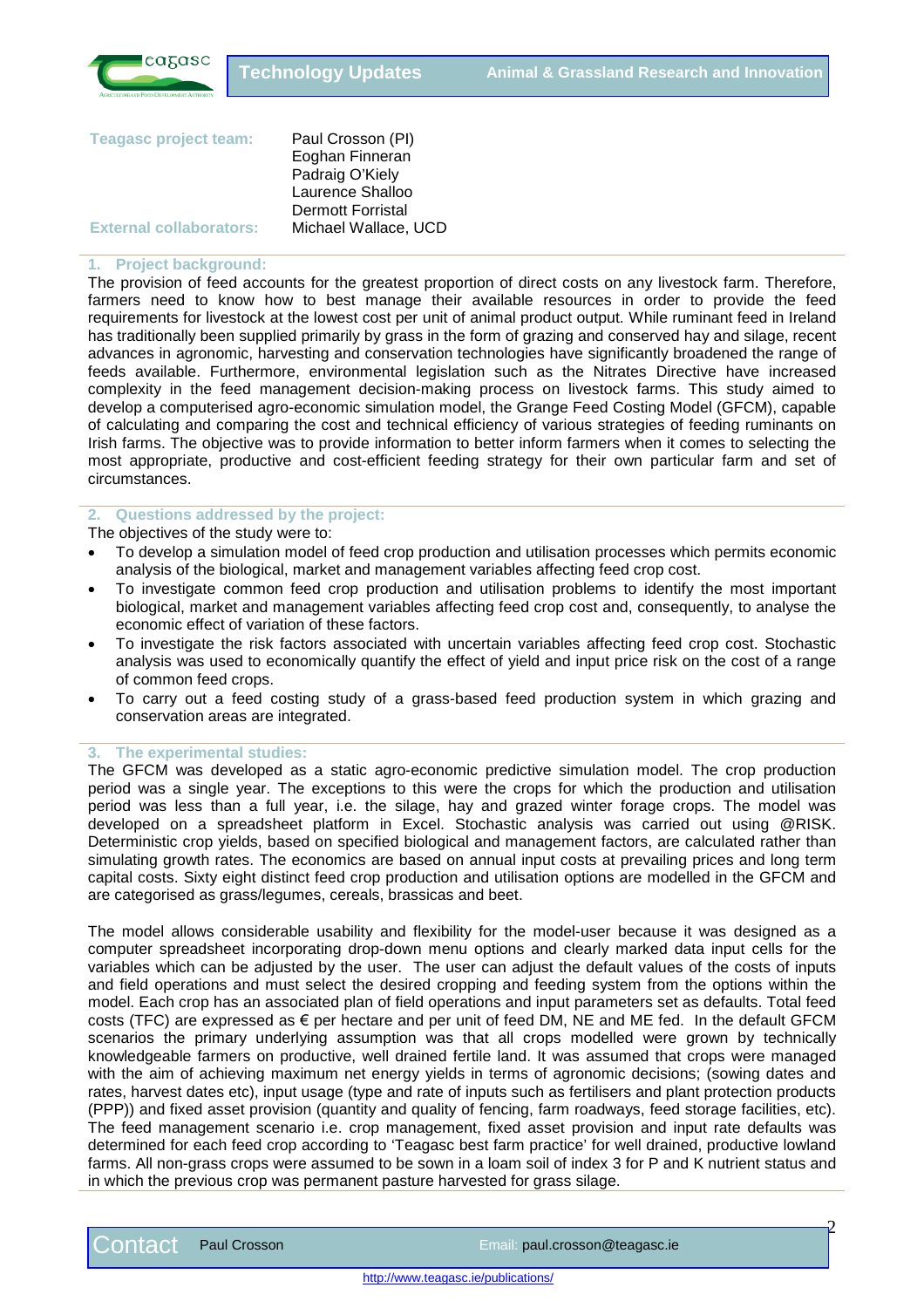**Teagasc project team:** Paul Crosson (PI)
Eoghan Finneran
Padraig O'Kiely
Laurence Shalloo
Dermott Forristal

**External collaborators:** Michael Wallace, UCD

## 1. Project background:

The provision of feed accounts for the greatest proportion of direct costs on any livestock farm. Therefore, farmers need to know how to best manage their available resources in order to provide the feed requirements for livestock at the lowest cost per unit of animal product output. While ruminant feed in Ireland has traditionally been supplied primarily by grass in the form of grazing and conserved hay and silage, recent advances in agronomic, harvesting and conservation technologies have significantly broadened the range of feeds available. Furthermore, environmental legislation such as the Nitrates Directive have increased complexity in the feed management decision-making process on livestock farms. This study aimed to develop a computerised agro-economic simulation model, the Grange Feed Costing Model (GFCM), capable of calculating and comparing the cost and technical efficiency of various strategies of feeding ruminants on Irish farms. The objective was to provide information to better inform farmers when it comes to selecting the most appropriate, productive and cost-efficient feeding strategy for their own particular farm and set of circumstances.

## 2. Questions addressed by the project:

The objectives of the study were to:

- To develop a simulation model of feed crop production and utilisation processes which permits economic analysis of the biological, market and management variables affecting feed crop cost.
- To investigate common feed crop production and utilisation problems to identify the most important biological, market and management variables affecting feed crop cost and, consequently, to analyse the economic effect of variation of these factors.
- To investigate the risk factors associated with uncertain variables affecting feed crop cost. Stochastic analysis was used to economically quantify the effect of yield and input price risk on the cost of a range of common feed crops.
- To carry out a feed costing study of a grass-based feed production system in which grazing and conservation areas are integrated.

## 3. The experimental studies:

The GFCM was developed as a static agro-economic predictive simulation model. The crop production period was a single year. The exceptions to this were the crops for which the production and utilisation period was less than a full year, i.e. the silage, hay and grazed winter forage crops. The model was developed on a spreadsheet platform in Excel. Stochastic analysis was carried out using @RISK. Deterministic crop yields, based on specified biological and management factors, are calculated rather than simulating growth rates. The economics are based on annual input costs at prevailing prices and long term capital costs. Sixty eight distinct feed crop production and utilisation options are modelled in the GFCM and are categorised as grass/legumes, cereals, brassicas and beet.

The model allows considerable usability and flexibility for the model-user because it was designed as a computer spreadsheet incorporating drop-down menu options and clearly marked data input cells for the variables which can be adjusted by the user. The user can adjust the default values of the costs of inputs and field operations and must select the desired cropping and feeding system from the options within the model. Each crop has an associated plan of field operations and input parameters set as defaults. Total feed costs (TFC) are expressed as € per hectare and per unit of feed DM, NE and ME fed. In the default GFCM scenarios the primary underlying assumption was that all crops modelled were grown by technically knowledgeable farmers on productive, well drained fertile land. It was assumed that crops were managed with the aim of achieving maximum net energy yields in terms of agronomic decisions; (sowing dates and rates, harvest dates etc), input usage (type and rate of inputs such as fertilisers and plant protection products (PPP)) and fixed asset provision (quantity and quality of fencing, farm roadways, feed storage facilities, etc). The feed management scenario i.e. crop management, fixed asset provision and input rate defaults was determined for each feed crop according to 'Teagasc best farm practice' for well drained, productive lowland farms. All non-grass crops were assumed to be sown in a loam soil of index 3 for P and K nutrient status and in which the previous crop was permanent pasture harvested for grass silage.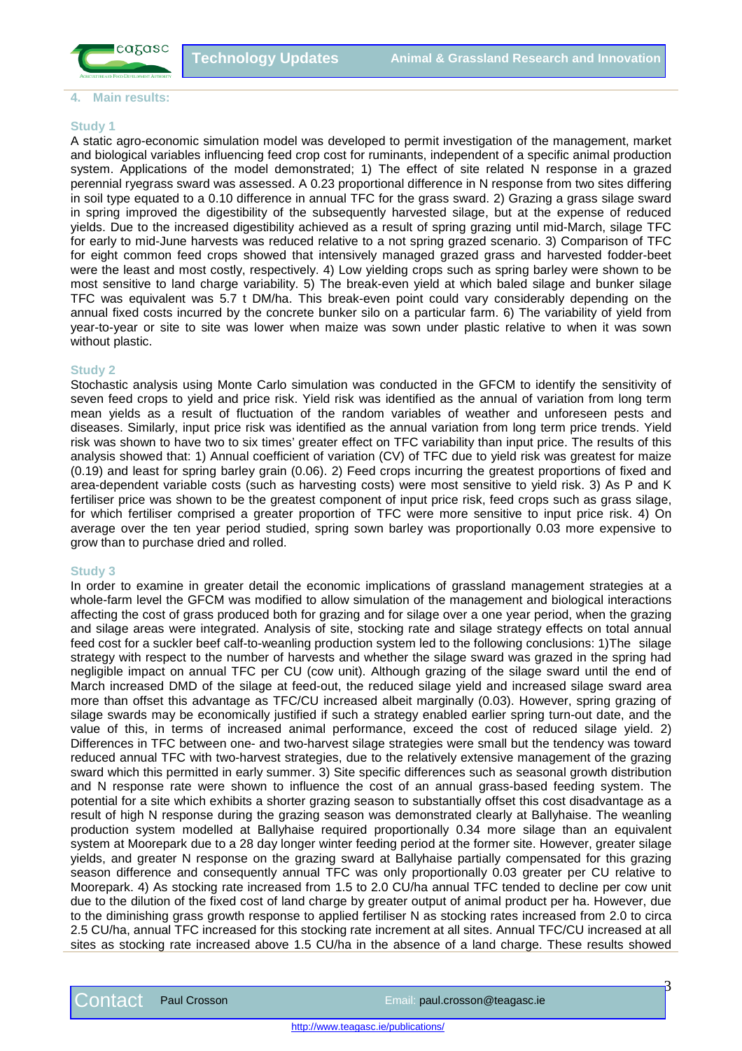## 4. Main results:

### Study 1

A static agro-economic simulation model was developed to permit investigation of the management, market and biological variables influencing feed crop cost for ruminants, independent of a specific animal production system. Applications of the model demonstrated; 1) The effect of site related N response in a grazed perennial ryegrass sward was assessed. A 0.23 proportional difference in N response from two sites differing in soil type equated to a 0.10 difference in annual TFC for the grass sward. 2) Grazing a grass silage sward in spring improved the digestibility of the subsequently harvested silage, but at the expense of reduced yields. Due to the increased digestibility achieved as a result of spring grazing until mid-March, silage TFC for early to mid-June harvests was reduced relative to a not spring grazed scenario. 3) Comparison of TFC for eight common feed crops showed that intensively managed grazed grass and harvested fodder-beet were the least and most costly, respectively. 4) Low yielding crops such as spring barley were shown to be most sensitive to land charge variability. 5) The break-even yield at which baled silage and bunker silage TFC was equivalent was 5.7 t DM/ha. This break-even point could vary considerably depending on the annual fixed costs incurred by the concrete bunker silo on a particular farm. 6) The variability of yield from year-to-year or site to site was lower when maize was sown under plastic relative to when it was sown without plastic.

### Study 2

Stochastic analysis using Monte Carlo simulation was conducted in the GFCM to identify the sensitivity of seven feed crops to yield and price risk. Yield risk was identified as the annual of variation from long term mean yields as a result of fluctuation of the random variables of weather and unforeseen pests and diseases. Similarly, input price risk was identified as the annual variation from long term price trends. Yield risk was shown to have two to six times' greater effect on TFC variability than input price. The results of this analysis showed that: 1) Annual coefficient of variation (CV) of TFC due to yield risk was greatest for maize (0.19) and least for spring barley grain (0.06). 2) Feed crops incurring the greatest proportions of fixed and area-dependent variable costs (such as harvesting costs) were most sensitive to yield risk. 3) As P and K fertiliser price was shown to be the greatest component of input price risk, feed crops such as grass silage, for which fertiliser comprised a greater proportion of TFC were more sensitive to input price risk. 4) On average over the ten year period studied, spring sown barley was proportionally 0.03 more expensive to grow than to purchase dried and rolled.

### Study 3

In order to examine in greater detail the economic implications of grassland management strategies at a whole-farm level the GFCM was modified to allow simulation of the management and biological interactions affecting the cost of grass produced both for grazing and for silage over a one year period, when the grazing and silage areas were integrated. Analysis of site, stocking rate and silage strategy effects on total annual feed cost for a suckler beef calf-to-weanling production system led to the following conclusions: 1)The silage strategy with respect to the number of harvests and whether the silage sward was grazed in the spring had negligible impact on annual TFC per CU (cow unit). Although grazing of the silage sward until the end of March increased DMD of the silage at feed-out, the reduced silage yield and increased silage sward area more than offset this advantage as TFC/CU increased albeit marginally (0.03). However, spring grazing of silage swards may be economically justified if such a strategy enabled earlier spring turn-out date, and the value of this, in terms of increased animal performance, exceed the cost of reduced silage yield. 2) Differences in TFC between one- and two-harvest silage strategies were small but the tendency was toward reduced annual TFC with two-harvest strategies, due to the relatively extensive management of the grazing sward which this permitted in early summer. 3) Site specific differences such as seasonal growth distribution and N response rate were shown to influence the cost of an annual grass-based feeding system. The potential for a site which exhibits a shorter grazing season to substantially offset this cost disadvantage as a result of high N response during the grazing season was demonstrated clearly at Ballyhaise. The weanling production system modelled at Ballyhaise required proportionally 0.34 more silage than an equivalent system at Moorepark due to a 28 day longer winter feeding period at the former site. However, greater silage yields, and greater N response on the grazing sward at Ballyhaise partially compensated for this grazing season difference and consequently annual TFC was only proportionally 0.03 greater per CU relative to Moorepark. 4) As stocking rate increased from 1.5 to 2.0 CU/ha annual TFC tended to decline per cow unit due to the dilution of the fixed cost of land charge by greater output of animal product per ha. However, due to the diminishing grass growth response to applied fertiliser N as stocking rates increased from 2.0 to circa 2.5 CU/ha, annual TFC increased for this stocking rate increment at all sites. Annual TFC/CU increased at all sites as stocking rate increased above 1.5 CU/ha in the absence of a land charge. These results showed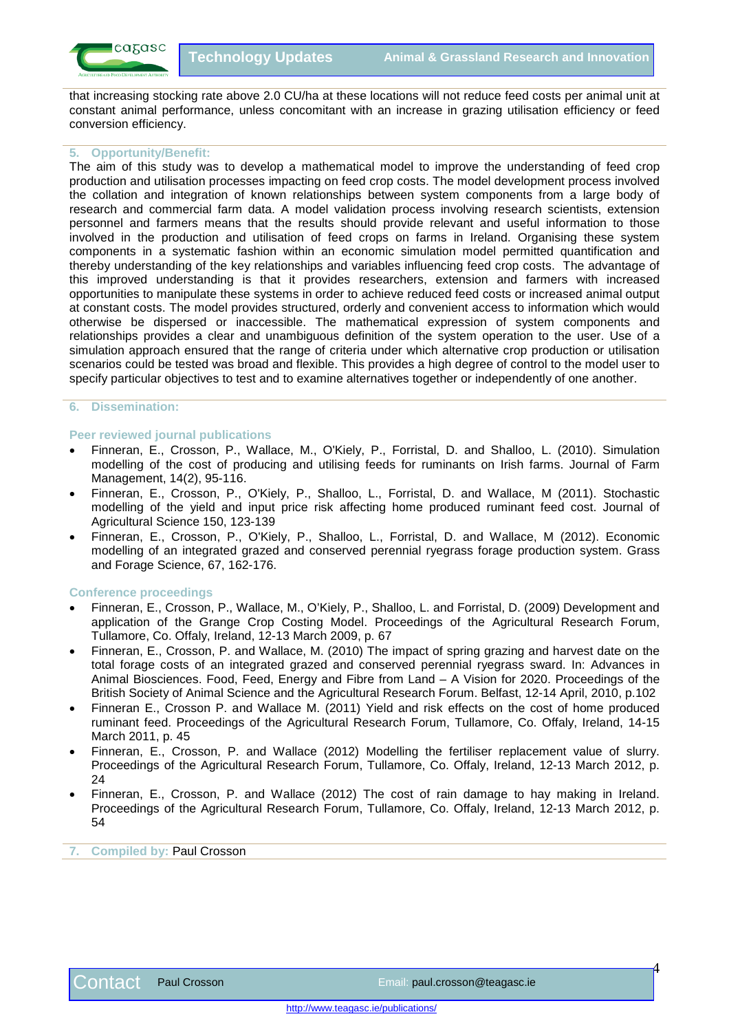that increasing stocking rate above 2.0 CU/ha at these locations will not reduce feed costs per animal unit at constant animal performance, unless concomitant with an increase in grazing utilisation efficiency or feed conversion efficiency.

## 5. Opportunity/Benefit:

The aim of this study was to develop a mathematical model to improve the understanding of feed crop production and utilisation processes impacting on feed crop costs. The model development process involved the collation and integration of known relationships between system components from a large body of research and commercial farm data. A model validation process involving research scientists, extension personnel and farmers means that the results should provide relevant and useful information to those involved in the production and utilisation of feed crops on farms in Ireland. Organising these system components in a systematic fashion within an economic simulation model permitted quantification and thereby understanding of the key relationships and variables influencing feed crop costs. The advantage of this improved understanding is that it provides researchers, extension and farmers with increased opportunities to manipulate these systems in order to achieve reduced feed costs or increased animal output at constant costs. The model provides structured, orderly and convenient access to information which would otherwise be dispersed or inaccessible. The mathematical expression of system components and relationships provides a clear and unambiguous definition of the system operation to the user. Use of a simulation approach ensured that the range of criteria under which alternative crop production or utilisation scenarios could be tested was broad and flexible. This provides a high degree of control to the model user to specify particular objectives to test and to examine alternatives together or independently of one another.

## 6. Dissemination:

### Peer reviewed journal publications

- Finneran, E., Crosson, P., Wallace, M., O'Kiely, P., Forristal, D. and Shalloo, L. (2010). Simulation modelling of the cost of producing and utilising feeds for ruminants on Irish farms. Journal of Farm Management, 14(2), 95-116.
- Finneran, E., Crosson, P., O'Kiely, P., Shalloo, L., Forristal, D. and Wallace, M (2011). Stochastic modelling of the yield and input price risk affecting home produced ruminant feed cost. Journal of Agricultural Science 150, 123-139
- Finneran, E., Crosson, P., O'Kiely, P., Shalloo, L., Forristal, D. and Wallace, M (2012). Economic modelling of an integrated grazed and conserved perennial ryegrass forage production system. Grass and Forage Science, 67, 162-176.

### Conference proceedings

- Finneran, E., Crosson, P., Wallace, M., O'Kiely, P., Shalloo, L. and Forristal, D. (2009) Development and application of the Grange Crop Costing Model. Proceedings of the Agricultural Research Forum, Tullamore, Co. Offaly, Ireland, 12-13 March 2009, p. 67
- Finneran, E., Crosson, P. and Wallace, M. (2010) The impact of spring grazing and harvest date on the total forage costs of an integrated grazed and conserved perennial ryegrass sward. In: Advances in Animal Biosciences. Food, Feed, Energy and Fibre from Land – A Vision for 2020. Proceedings of the British Society of Animal Science and the Agricultural Research Forum. Belfast, 12-14 April, 2010, p.102
- Finneran E., Crosson P. and Wallace M. (2011) Yield and risk effects on the cost of home produced ruminant feed. Proceedings of the Agricultural Research Forum, Tullamore, Co. Offaly, Ireland, 14-15 March 2011, p. 45
- Finneran, E., Crosson, P. and Wallace (2012) Modelling the fertiliser replacement value of slurry. Proceedings of the Agricultural Research Forum, Tullamore, Co. Offaly, Ireland, 12-13 March 2012, p. 24
- Finneran, E., Crosson, P. and Wallace (2012) The cost of rain damage to hay making in Ireland. Proceedings of the Agricultural Research Forum, Tullamore, Co. Offaly, Ireland, 12-13 March 2012, p. 54

## 7. Compiled by: Paul Crosson

Contact Paul Crosson Email: paul.crosson@teagasc.ie